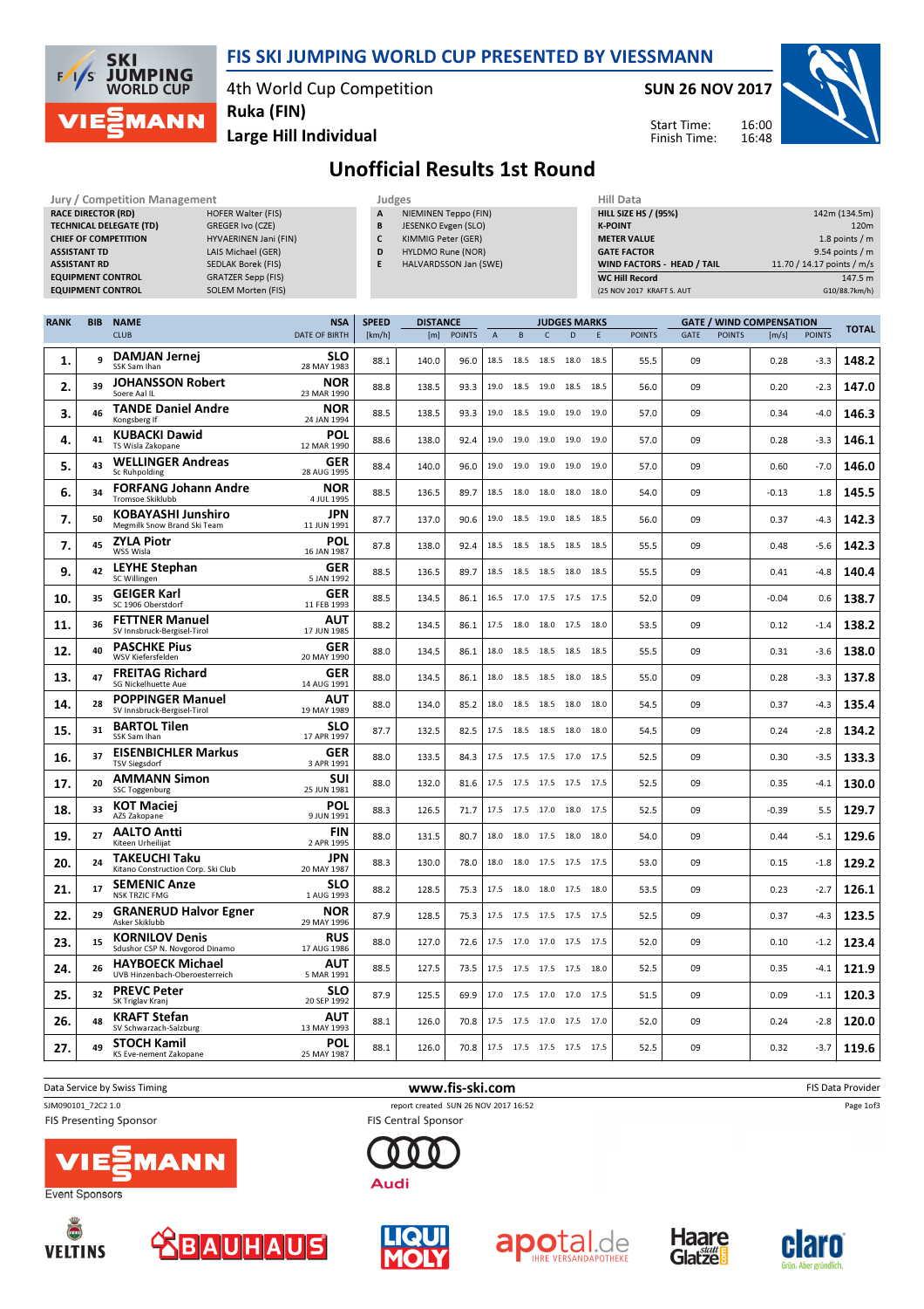# FIS SKI JUMPING WORLD CUP PRESENTED BY VIESSMANN

4th World Cup Competition
Ruka (FIN)
Large Hill Individual

**SUN 26 NOV 2017**

Start Time: 16:00
Finish Time: 16:48

## Unofficial Results 1st Round

| Jury / Competition Management | |
|---|---|
| RACE DIRECTOR (RD) | HOFER Walter (FIS) |
| TECHNICAL DELEGATE (TD) | GREGER Ivo (CZE) |
| CHIEF OF COMPETITION | HYVAERINEN Jani (FIN) |
| ASSISTANT TD | LAIS Michael (GER) |
| ASSISTANT RD | SEDLAK Borek (FIS) |
| EQUIPMENT CONTROL | GRATZER Sepp (FIS) |
| EQUIPMENT CONTROL | SOLEM Morten (FIS) |

| Judges | |
|---|---|
| A | NIEMINEN Teppo (FIN) |
| B | JESENKO Evgen (SLO) |
| C | KIMMIG Peter (GER) |
| D | HYLDMO Rune (NOR) |
| E | HALVARDSSON Jan (SWE) |

| Hill Data | |
|---|---|
| HILL SIZE HS / (95%) | 142m (134.5m) |
| K-POINT | 120m |
| METER VALUE | 1.8 points / m |
| GATE FACTOR | 9.54 points / m |
| WIND FACTORS - HEAD / TAIL | 11.70 / 14.17 points / m/s |
| WC Hill Record | 147.5 m |
| (25 NOV 2017 KRAFT S. AUT | G10/88.7km/h) |

| RANK | BIB | NAME / CLUB | NSA / DATE OF BIRTH | SPEED [km/h] | DISTANCE [m] | DISTANCE POINTS | A | B | C | D | E | JUDGES POINTS | GATE | GATE POINTS | WIND [m/s] | WIND POINTS | TOTAL |
|---|---|---|---|---|---|---|---|---|---|---|---|---|---|---|---|---|---|
| 1. | 9 | DAMJAN Jernej / SSK Sam Ihan | SLO / 28 MAY 1983 | 88.1 | 140.0 | 96.0 | 18.5 | 18.5 | 18.5 | 18.0 | 18.5 | 55.5 | 09 | | 0.28 | -3.3 | 148.2 |
| 2. | 39 | JOHANSSON Robert / Soere Aal IL | NOR / 23 MAR 1990 | 88.8 | 138.5 | 93.3 | 19.0 | 18.5 | 19.0 | 18.5 | 18.5 | 56.0 | 09 | | 0.20 | -2.3 | 147.0 |
| 3. | 46 | TANDE Daniel Andre / Kongsberg If | NOR / 24 JAN 1994 | 88.5 | 138.5 | 93.3 | 19.0 | 18.5 | 19.0 | 19.0 | 19.0 | 57.0 | 09 | | 0.34 | -4.0 | 146.3 |
| 4. | 41 | KUBACKI Dawid / TS Wisla Zakopane | POL / 12 MAR 1990 | 88.6 | 138.0 | 92.4 | 19.0 | 19.0 | 19.0 | 19.0 | 19.0 | 57.0 | 09 | | 0.28 | -3.3 | 146.1 |
| 5. | 43 | WELLINGER Andreas / Sc Ruhpolding | GER / 28 AUG 1995 | 88.4 | 140.0 | 96.0 | 19.0 | 19.0 | 19.0 | 19.0 | 19.0 | 57.0 | 09 | | 0.60 | -7.0 | 146.0 |
| 6. | 34 | FORFANG Johann Andre / Tromsoe Skiklubb | NOR / 4 JUL 1995 | 88.5 | 136.5 | 89.7 | 18.5 | 18.0 | 18.0 | 18.0 | 18.0 | 54.0 | 09 | | -0.13 | 1.8 | 145.5 |
| 7. | 50 | KOBAYASHI Junshiro / Megmilk Snow Brand Ski Team | JPN / 11 JUN 1991 | 87.7 | 137.0 | 90.6 | 19.0 | 18.5 | 19.0 | 18.5 | 18.5 | 56.0 | 09 | | 0.37 | -4.3 | 142.3 |
| 7. | 45 | ZYLA Piotr / WSS Wisla | POL / 16 JAN 1987 | 87.8 | 138.0 | 92.4 | 18.5 | 18.5 | 18.5 | 18.5 | 18.5 | 55.5 | 09 | | 0.48 | -5.6 | 142.3 |
| 9. | 42 | LEYHE Stephan / SC Willingen | GER / 5 JAN 1992 | 88.5 | 136.5 | 89.7 | 18.5 | 18.5 | 18.5 | 18.0 | 18.5 | 55.5 | 09 | | 0.41 | -4.8 | 140.4 |
| 10. | 35 | GEIGER Karl / SC 1906 Oberstdorf | GER / 11 FEB 1993 | 88.5 | 134.5 | 86.1 | 16.5 | 17.0 | 17.5 | 17.5 | 17.5 | 52.0 | 09 | | -0.04 | 0.6 | 138.7 |
| 11. | 36 | FETTNER Manuel / SV Innsbruck-Bergisel-Tirol | AUT / 17 JUN 1985 | 88.2 | 134.5 | 86.1 | 17.5 | 18.0 | 18.0 | 17.5 | 18.0 | 53.5 | 09 | | 0.12 | -1.4 | 138.2 |
| 12. | 40 | PASCHKE Pius / WSV Kiefersfelden | GER / 20 MAY 1990 | 88.0 | 134.5 | 86.1 | 18.0 | 18.5 | 18.5 | 18.5 | 18.5 | 55.5 | 09 | | 0.31 | -3.6 | 138.0 |
| 13. | 47 | FREITAG Richard / SG Nickelhuette Aue | GER / 14 AUG 1991 | 88.0 | 134.5 | 86.1 | 18.0 | 18.5 | 18.5 | 18.0 | 18.5 | 55.0 | 09 | | 0.28 | -3.3 | 137.8 |
| 14. | 28 | POPPINGER Manuel / SV Innsbruck-Bergisel-Tirol | AUT / 19 MAY 1989 | 88.0 | 134.0 | 85.2 | 18.0 | 18.5 | 18.5 | 18.0 | 18.0 | 54.5 | 09 | | 0.37 | -4.3 | 135.4 |
| 15. | 31 | BARTOL Tilen / SSK Sam Ihan | SLO / 17 APR 1997 | 87.7 | 132.5 | 82.5 | 17.5 | 18.5 | 18.5 | 18.0 | 18.0 | 54.5 | 09 | | 0.24 | -2.8 | 134.2 |
| 16. | 37 | EISENBICHLER Markus / TSV Siegsdorf | GER / 3 APR 1991 | 88.0 | 133.5 | 84.3 | 17.5 | 17.5 | 17.5 | 17.0 | 17.5 | 52.5 | 09 | | 0.30 | -3.5 | 133.3 |
| 17. | 20 | AMMANN Simon / SSC Toggenburg | SUI / 25 JUN 1981 | 88.0 | 132.0 | 81.6 | 17.5 | 17.5 | 17.5 | 17.5 | 17.5 | 52.5 | 09 | | 0.35 | -4.1 | 130.0 |
| 18. | 33 | KOT Maciej / AZS Zakopane | POL / 9 JUN 1991 | 88.3 | 126.5 | 71.7 | 17.5 | 17.5 | 17.0 | 18.0 | 17.5 | 52.5 | 09 | | -0.39 | 5.5 | 129.7 |
| 19. | 27 | AALTO Antti / Kiteen Urheilijat | FIN / 2 APR 1995 | 88.0 | 131.5 | 80.7 | 18.0 | 18.0 | 17.5 | 18.0 | 18.0 | 54.0 | 09 | | 0.44 | -5.1 | 129.6 |
| 20. | 24 | TAKEUCHI Taku / Kitano Construction Corp. Ski Club | JPN / 20 MAY 1987 | 88.3 | 130.0 | 78.0 | 18.0 | 18.0 | 17.5 | 17.5 | 17.5 | 53.0 | 09 | | 0.15 | -1.8 | 129.2 |
| 21. | 17 | SEMENIC Anze / NSK TRZIC FMG | SLO / 1 AUG 1993 | 88.2 | 128.5 | 75.3 | 17.5 | 18.0 | 18.0 | 17.5 | 18.0 | 53.5 | 09 | | 0.23 | -2.7 | 126.1 |
| 22. | 29 | GRANERUD Halvor Egner / Asker Skiklubb | NOR / 29 MAY 1996 | 87.9 | 128.5 | 75.3 | 17.5 | 17.5 | 17.5 | 17.5 | 17.5 | 52.5 | 09 | | 0.37 | -4.3 | 123.5 |
| 23. | 15 | KORNILOV Denis / Sdushor CSP N. Novgorod Dinamo | RUS / 17 AUG 1986 | 88.0 | 127.0 | 72.6 | 17.5 | 17.0 | 17.0 | 17.5 | 17.5 | 52.0 | 09 | | 0.10 | -1.2 | 123.4 |
| 24. | 26 | HAYBOECK Michael / UVB Hinzenbach-Oberoesterreich | AUT / 5 MAR 1991 | 88.5 | 127.5 | 73.5 | 17.5 | 17.5 | 17.5 | 17.5 | 18.0 | 52.5 | 09 | | 0.35 | -4.1 | 121.9 |
| 25. | 32 | PREVC Peter / SK Triglav Kranj | SLO / 20 SEP 1992 | 87.9 | 125.5 | 69.9 | 17.0 | 17.5 | 17.0 | 17.0 | 17.5 | 51.5 | 09 | | 0.09 | -1.1 | 120.3 |
| 26. | 48 | KRAFT Stefan / SV Schwarzach-Salzburg | AUT / 13 MAY 1993 | 88.1 | 126.0 | 70.8 | 17.5 | 17.5 | 17.0 | 17.5 | 17.0 | 52.0 | 09 | | 0.24 | -2.8 | 120.0 |
| 27. | 49 | STOCH Kamil / KS Eve-nement Zakopane | POL / 25 MAY 1987 | 88.1 | 126.0 | 70.8 | 17.5 | 17.5 | 17.5 | 17.5 | 17.5 | 52.5 | 09 | | 0.32 | -3.7 | 119.6 |

Data Service by Swiss Timing — www.fis-ski.com — FIS Data Provider

SJM090101_72C2 1.0 — report created SUN 26 NOV 2017 16:52

FIS Presenting Sponsor: VIESSMANN
FIS Central Sponsor: Audi
Event Sponsors: VELTINS, BAUHAUS, LIQUI MOLY, apotal.de, Haare statt Glatze, claro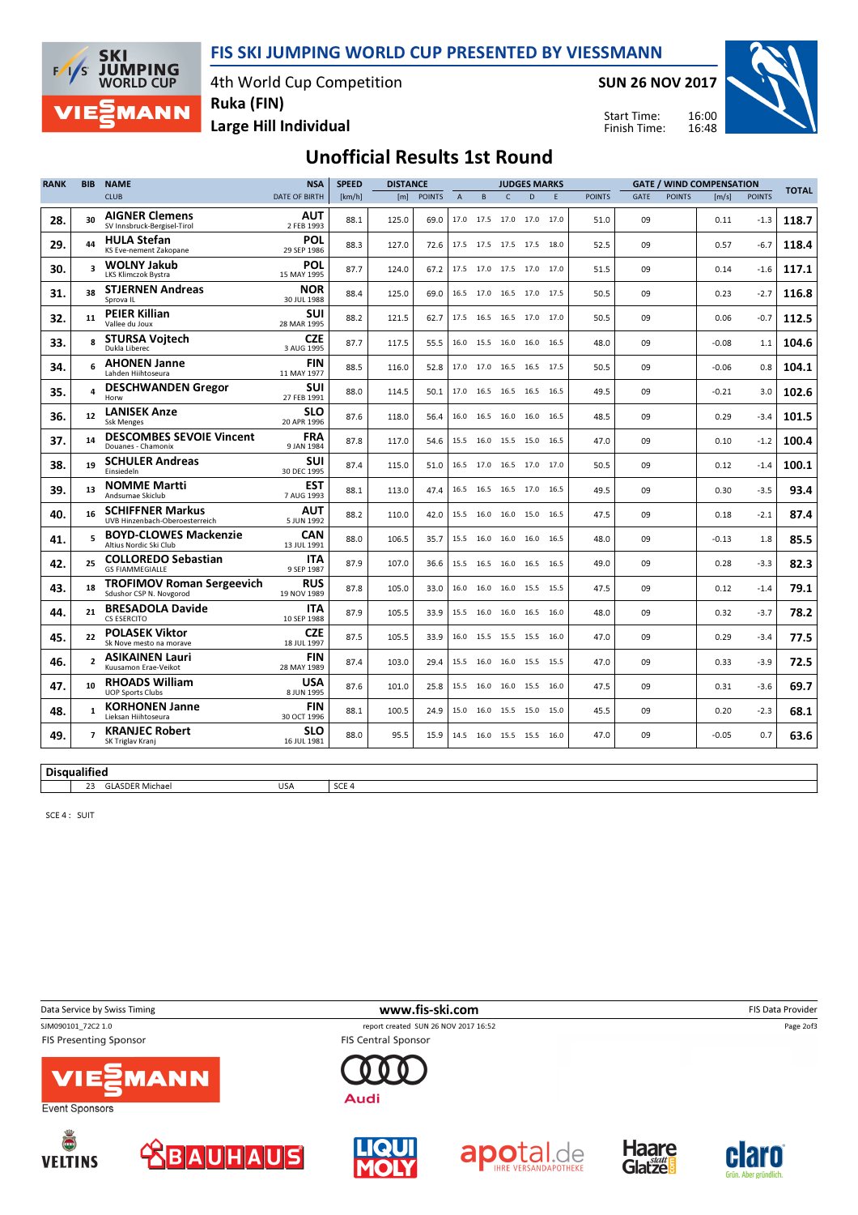# FIS SKI JUMPING WORLD CUP PRESENTED BY VIESSMANN

4th World Cup Competition
Ruka (FIN)
Large Hill Individual

**SUN 26 NOV 2017**

Start Time: 16:00
Finish Time: 16:48

## Unofficial Results 1st Round

| RANK | BIB | NAME / CLUB | NSA / DATE OF BIRTH | SPEED [km/h] | DISTANCE [m] | DISTANCE POINTS | A | B | C | D | E | JUDGES POINTS | GATE | GATE POINTS | WIND [m/s] | WIND POINTS | TOTAL |
|---|---|---|---|---|---|---|---|---|---|---|---|---|---|---|---|---|---|
| 28. | 30 | **AIGNER Clemens** SV Innsbruck-Bergisel-Tirol | AUT 2 FEB 1993 | 88.1 | 125.0 | 69.0 | 17.0 | 17.5 | 17.0 | 17.0 | 17.0 | 51.0 | 09 | | 0.11 | -1.3 | 118.7 |
| 29. | 44 | **HULA Stefan** KS Eve-nement Zakopane | POL 29 SEP 1986 | 88.3 | 127.0 | 72.6 | 17.5 | 17.5 | 17.5 | 17.5 | 18.0 | 52.5 | 09 | | 0.57 | -6.7 | 118.4 |
| 30. | 3 | **WOLNY Jakub** LKS Klimczok Bystra | POL 15 MAY 1995 | 87.7 | 124.0 | 67.2 | 17.5 | 17.0 | 17.5 | 17.0 | 17.0 | 51.5 | 09 | | 0.14 | -1.6 | 117.1 |
| 31. | 38 | **STJERNEN Andreas** Sprova IL | NOR 30 JUL 1988 | 88.4 | 125.0 | 69.0 | 16.5 | 17.0 | 16.5 | 17.0 | 17.5 | 50.5 | 09 | | 0.23 | -2.7 | 116.8 |
| 32. | 11 | **PEIER Killian** Vallee du Joux | SUI 28 MAR 1995 | 88.2 | 121.5 | 62.7 | 17.5 | 16.5 | 16.5 | 17.0 | 17.0 | 50.5 | 09 | | 0.06 | -0.7 | 112.5 |
| 33. | 8 | **STURSA Vojtech** Dukla Liberec | CZE 3 AUG 1995 | 87.7 | 117.5 | 55.5 | 16.0 | 15.5 | 16.0 | 16.0 | 16.5 | 48.0 | 09 | | -0.08 | 1.1 | 104.6 |
| 34. | 6 | **AHONEN Janne** Lahden Hiihtoseura | FIN 11 MAY 1977 | 88.5 | 116.0 | 52.8 | 17.0 | 17.0 | 16.5 | 16.5 | 17.5 | 50.5 | 09 | | -0.06 | 0.8 | 104.1 |
| 35. | 4 | **DESCHWANDEN Gregor** Horw | SUI 27 FEB 1991 | 88.0 | 114.5 | 50.1 | 17.0 | 16.5 | 16.5 | 16.5 | 16.5 | 49.5 | 09 | | -0.21 | 3.0 | 102.6 |
| 36. | 12 | **LANISEK Anze** Ssk Menges | SLO 20 APR 1996 | 87.6 | 118.0 | 56.4 | 16.0 | 16.5 | 16.0 | 16.0 | 16.5 | 48.5 | 09 | | 0.29 | -3.4 | 101.5 |
| 37. | 14 | **DESCOMBES SEVOIE Vincent** Douanes - Chamonix | FRA 9 JAN 1984 | 87.8 | 117.0 | 54.6 | 15.5 | 16.0 | 15.5 | 15.0 | 16.5 | 47.0 | 09 | | 0.10 | -1.2 | 100.4 |
| 38. | 19 | **SCHULER Andreas** Einsiedeln | SUI 30 DEC 1995 | 87.4 | 115.0 | 51.0 | 16.5 | 17.0 | 16.5 | 17.0 | 17.0 | 50.5 | 09 | | 0.12 | -1.4 | 100.1 |
| 39. | 13 | **NOMME Martti** Andsumae Skiclub | EST 7 AUG 1993 | 88.1 | 113.0 | 47.4 | 16.5 | 16.5 | 16.5 | 17.0 | 16.5 | 49.5 | 09 | | 0.30 | -3.5 | 93.4 |
| 40. | 16 | **SCHIFFNER Markus** UVB Hinzenbach-Oberoesterreich | AUT 5 JUN 1992 | 88.2 | 110.0 | 42.0 | 15.5 | 16.0 | 16.0 | 15.0 | 16.5 | 47.5 | 09 | | 0.18 | -2.1 | 87.4 |
| 41. | 5 | **BOYD-CLOWES Mackenzie** Altius Nordic Ski Club | CAN 13 JUL 1991 | 88.0 | 106.5 | 35.7 | 15.5 | 16.0 | 16.0 | 16.0 | 16.5 | 48.0 | 09 | | -0.13 | 1.8 | 85.5 |
| 42. | 25 | **COLLOREDO Sebastian** GS FIAMMEGIALLE | ITA 9 SEP 1987 | 87.9 | 107.0 | 36.6 | 15.5 | 16.5 | 16.0 | 16.5 | 16.5 | 49.0 | 09 | | 0.28 | -3.3 | 82.3 |
| 43. | 18 | **TROFIMOV Roman Sergeevich** Sdushor CSP N. Novgorod | RUS 19 NOV 1989 | 87.8 | 105.0 | 33.0 | 16.0 | 16.0 | 16.0 | 15.5 | 15.5 | 47.5 | 09 | | 0.12 | -1.4 | 79.1 |
| 44. | 21 | **BRESADOLA Davide** CS ESERCITO | ITA 10 SEP 1988 | 87.9 | 105.5 | 33.9 | 15.5 | 16.0 | 16.0 | 16.5 | 16.0 | 48.0 | 09 | | 0.32 | -3.7 | 78.2 |
| 45. | 22 | **POLASEK Viktor** Sk Nove mesto na morave | CZE 18 JUL 1997 | 87.5 | 105.5 | 33.9 | 16.0 | 15.5 | 15.5 | 15.5 | 16.0 | 47.0 | 09 | | 0.29 | -3.4 | 77.5 |
| 46. | 2 | **ASIKAINEN Lauri** Kuusamon Erae-Veikot | FIN 28 MAY 1989 | 87.4 | 103.0 | 29.4 | 15.5 | 16.0 | 16.0 | 15.5 | 15.5 | 47.0 | 09 | | 0.33 | -3.9 | 72.5 |
| 47. | 10 | **RHOADS William** UOP Sports Clubs | USA 8 JUN 1995 | 87.6 | 101.0 | 25.8 | 15.5 | 16.0 | 16.0 | 15.5 | 16.0 | 47.5 | 09 | | 0.31 | -3.6 | 69.7 |
| 48. | 1 | **KORHONEN Janne** Lieksan Hiihtoseura | FIN 30 OCT 1996 | 88.1 | 100.5 | 24.9 | 15.0 | 16.0 | 15.5 | 15.0 | 15.0 | 45.5 | 09 | | 0.20 | -2.3 | 68.1 |
| 49. | 7 | **KRANJEC Robert** SK Triglav Kranj | SLO 16 JUL 1981 | 88.0 | 95.5 | 15.9 | 14.5 | 16.0 | 15.5 | 15.5 | 16.0 | 47.0 | 09 | | -0.05 | 0.7 | 63.6 |

**Disqualified**

| BIB | NAME | NSA | REASON |
|---|---|---|---|
| 23 | GLASDER Michael | USA | SCE 4 |

SCE 4 : SUIT

Data Service by Swiss Timing
www.fis-ski.com
FIS Data Provider
SJM090101_72C2 1.0
report created SUN 26 NOV 2017 16:52

FIS Presenting Sponsor: VIESSMANN
FIS Central Sponsor: Audi
Event Sponsors: VELTINS, BAUHAUS, LIQUI MOLY, apotal.de, Haare statt Glatze, claro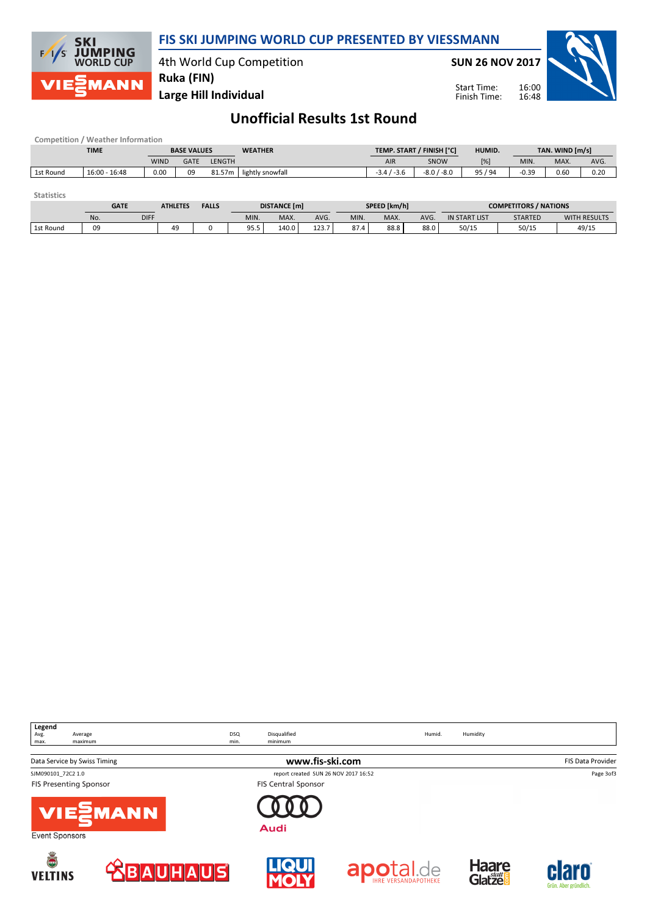# FIS SKI JUMPING WORLD CUP PRESENTED BY VIESSMANN

4th World Cup Competition
**Ruka (FIN)**
**Large Hill Individual**

**SUN 26 NOV 2017**

Start Time: 16:00
Finish Time: 16:48

## Unofficial Results 1st Round

Competition / Weather Information

| | TIME | BASE VALUES | | | WEATHER | TEMP. START / FINISH [°C] | | HUMID. | TAN. WIND [m/s] | | |
|---|---|---|---|---|---|---|---|---|---|---|---|
| | | WIND | GATE | LENGTH | | AIR | SNOW | [%] | MIN. | MAX. | AVG. |
| 1st Round | 16:00 - 16:48 | 0.00 | 09 | 81.57m | lightly snowfall | -3.4 / -3.6 | -8.0 / -8.0 | 95 / 94 | -0.39 | 0.60 | 0.20 |

Statistics

| | GATE | | ATHLETES | FALLS | DISTANCE [m] | | | SPEED [km/h] | | | COMPETITORS / NATIONS | | |
|---|---|---|---|---|---|---|---|---|---|---|---|---|---|
| | No. | DIFF | | | MIN. | MAX. | AVG. | MIN. | MAX. | AVG. | IN START LIST | STARTED | WITH RESULTS |
| 1st Round | 09 | | 49 | 0 | 95.5 | 140.0 | 123.7 | 87.4 | 88.8 | 88.0 | 50/15 | 50/15 | 49/15 |

| Legend | | | | | |
|---|---|---|---|---|---|
| Avg. | Average | DSQ | Disqualified | Humid. | Humidity |
| max. | maximum | min. | minimum | | |

Data Service by Swiss Timing — www.fis-ski.com — FIS Data Provider

SJM090101_72C2 1.0 — report created SUN 26 NOV 2017 16:52

FIS Presenting Sponsor — FIS Central Sponsor

Event Sponsors